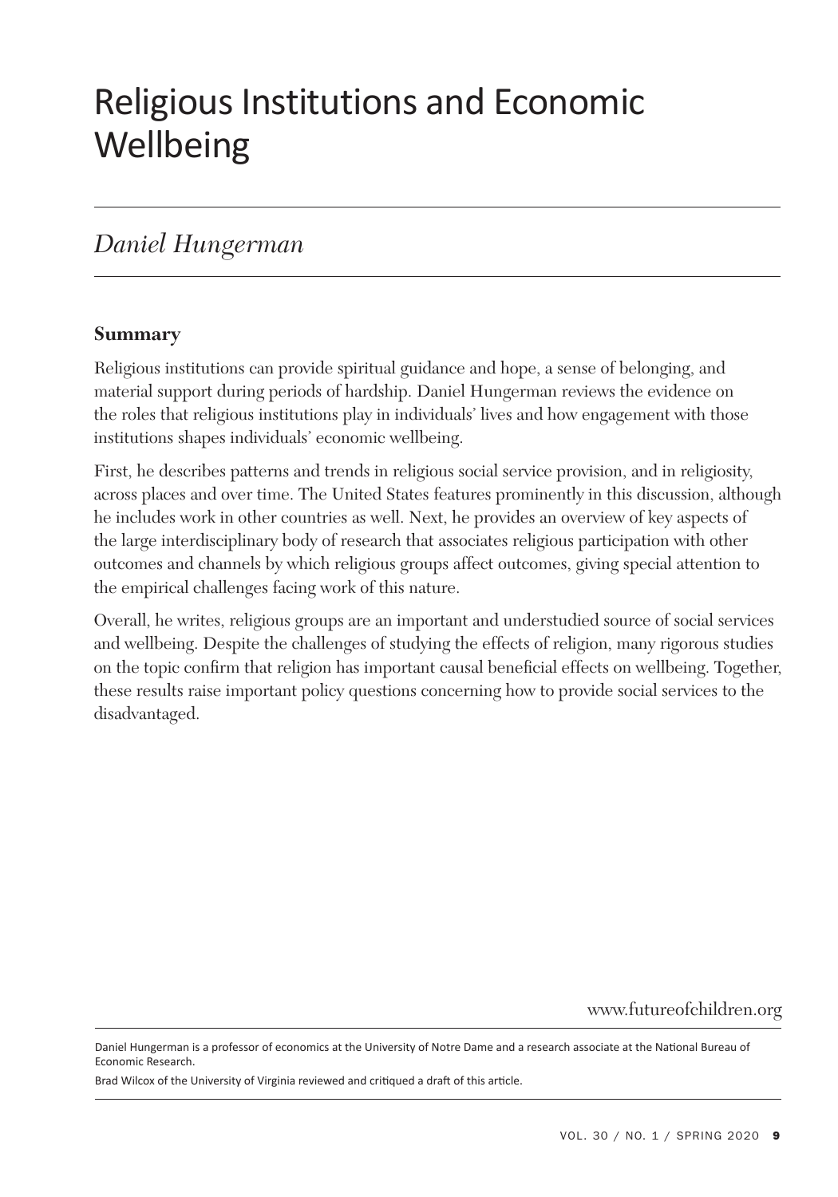# Religious Institutions and Economic Wellbeing

## *Daniel Hungerman*

### Summary

Religious institutions can provide spiritual guidance and hope, a sense of belonging, and material support during periods of hardship. Daniel Hungerman reviews the evidence on the roles that religious institutions play in individuals' lives and how engagement with those institutions shapes individuals' economic wellbeing.

First, he describes patterns and trends in religious social service provision, and in religiosity, across places and over time. The United States features prominently in this discussion, although he includes work in other countries as well. Next, he provides an overview of key aspects of the large interdisciplinary body of research that associates religious participation with other outcomes and channels by which religious groups affect outcomes, giving special attention to the empirical challenges facing work of this nature.

Overall, he writes, religious groups are an important and understudied source of social services and wellbeing. Despite the challenges of studying the effects of religion, many rigorous studies on the topic confirm that religion has important causal beneficial effects on wellbeing. Together, these results raise important policy questions concerning how to provide social services to the disadvantaged.

www.futureofchildren.org

Daniel Hungerman is a professor of economics at the University of Notre Dame and a research associate at the National Bureau of Economic Research.

Brad Wilcox of the University of Virginia reviewed and critiqued a draft of this article.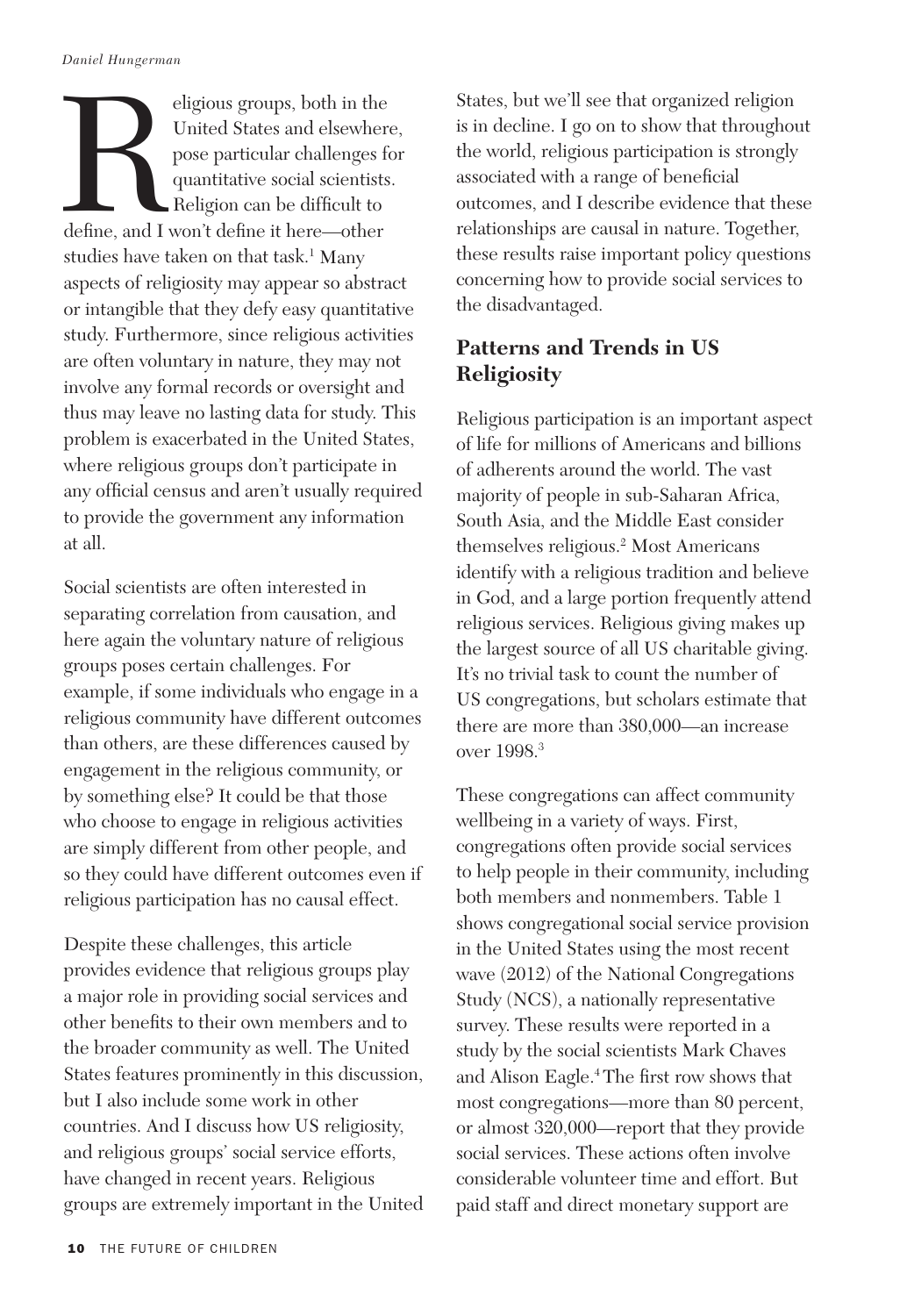Religious groups, both in the United States and elsewhere, pose particular challenges for quantitative social scientists. Religion can be difficult to define, and I won't define it here—other studies have taken on that task.[1] Many aspects of religiosity may appear so abstract or intangible that they defy easy quantitative study. Furthermore, since religious activities are often voluntary in nature, they may not involve any formal records or oversight and thus may leave no lasting data for study. This problem is exacerbated in the United States, where religious groups don't participate in any official census and aren't usually required to provide the government any information at all.

Social scientists are often interested in separating correlation from causation, and here again the voluntary nature of religious groups poses certain challenges. For example, if some individuals who engage in a religious community have different outcomes than others, are these differences caused by engagement in the religious community, or by something else? It could be that those who choose to engage in religious activities are simply different from other people, and so they could have different outcomes even if religious participation has no causal effect.

Despite these challenges, this article provides evidence that religious groups play a major role in providing social services and other benefits to their own members and to the broader community as well. The United States features prominently in this discussion, but I also include some work in other countries. And I discuss how US religiosity, and religious groups' social service efforts, have changed in recent years. Religious groups are extremely important in the United States, but we'll see that organized religion is in decline. I go on to show that throughout the world, religious participation is strongly associated with a range of beneficial outcomes, and I describe evidence that these relationships are causal in nature. Together, these results raise important policy questions concerning how to provide social services to the disadvantaged.

## Patterns and Trends in US Religiosity

Religious participation is an important aspect of life for millions of Americans and billions of adherents around the world. The vast majority of people in sub-Saharan Africa, South Asia, and the Middle East consider themselves religious.[2] Most Americans identify with a religious tradition and believe in God, and a large portion frequently attend religious services. Religious giving makes up the largest source of all US charitable giving. It's no trivial task to count the number of US congregations, but scholars estimate that there are more than 380,000—an increase over 1998.[3]

These congregations can affect community wellbeing in a variety of ways. First, congregations often provide social services to help people in their community, including both members and nonmembers. Table 1 shows congregational social service provision in the United States using the most recent wave (2012) of the National Congregations Study (NCS), a nationally representative survey. These results were reported in a study by the social scientists Mark Chaves and Alison Eagle.[4] The first row shows that most congregations—more than 80 percent, or almost 320,000—report that they provide social services. These actions often involve considerable volunteer time and effort. But paid staff and direct monetary support are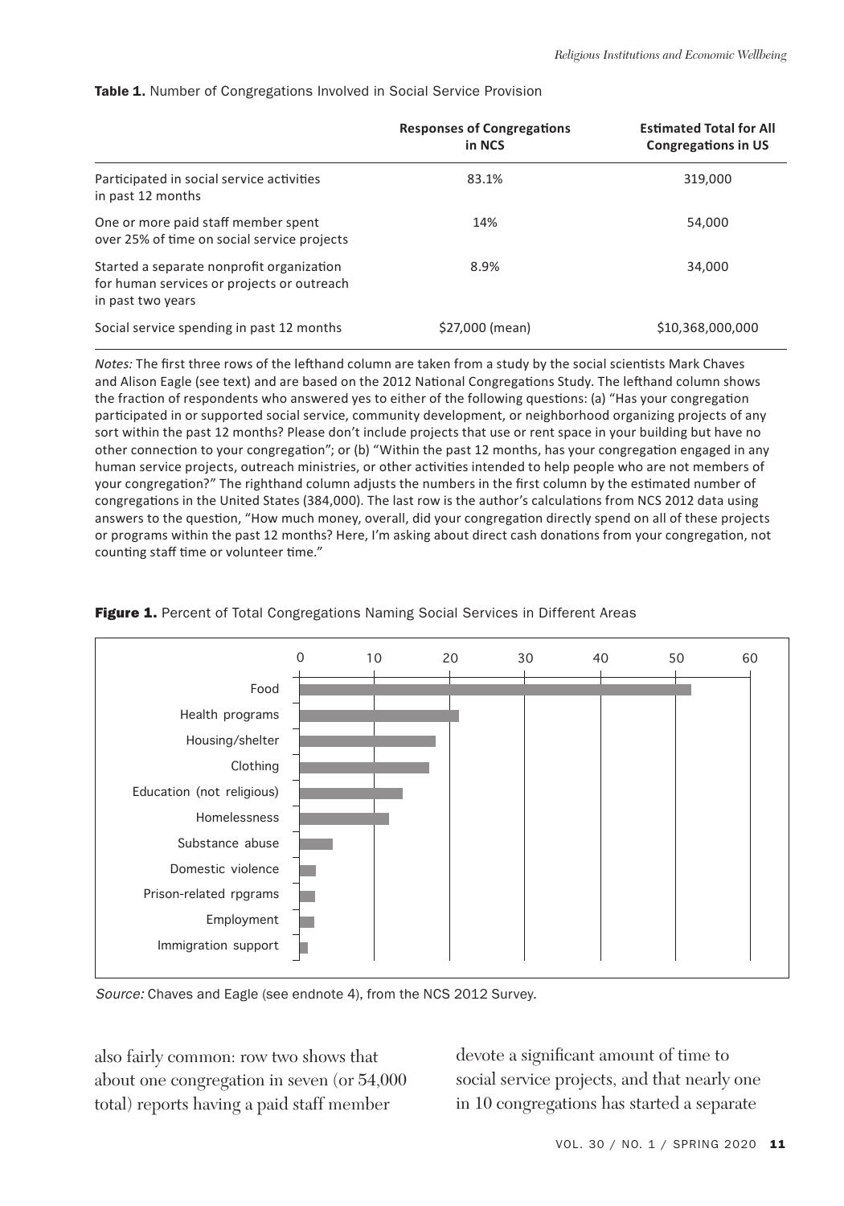**Table 1.** Number of Congregations Involved in Social Service Provision

| | Responses of Congregations in NCS | Estimated Total for All Congregations in US |
|---|---|---|
| Participated in social service activities in past 12 months | 83.1% | 319,000 |
| One or more paid staff member spent over 25% of time on social service projects | 14% | 54,000 |
| Started a separate nonprofit organization for human services or projects or outreach in past two years | 8.9% | 34,000 |
| Social service spending in past 12 months | $27,000 (mean) | $10,368,000,000 |

*Notes:* The first three rows of the lefthand column are taken from a study by the social scientists Mark Chaves and Alison Eagle (see text) and are based on the 2012 National Congregations Study. The lefthand column shows the fraction of respondents who answered yes to either of the following questions: (a) "Has your congregation participated in or supported social service, community development, or neighborhood organizing projects of any sort within the past 12 months? Please don't include projects that use or rent space in your building but have no other connection to your congregation"; or (b) "Within the past 12 months, has your congregation engaged in any human service projects, outreach ministries, or other activities intended to help people who are not members of your congregation?" The righthand column adjusts the numbers in the first column by the estimated number of congregations in the United States (384,000). The last row is the author's calculations from NCS 2012 data using answers to the question, "How much money, overall, did your congregation directly spend on all of these projects or programs within the past 12 months? Here, I'm asking about direct cash donations from your congregation, not counting staff time or volunteer time."

**Figure 1.** Percent of Total Congregations Naming Social Services in Different Areas

| Area | Approx. percent |
|---|---|
| Food | 52 |
| Health programs | 21 |
| Housing/shelter | 18 |
| Clothing | 17 |
| Education (not religious) | 14 |
| Homelessness | 12 |
| Substance abuse | 4.5 |
| Domestic violence | 2 |
| Prison-related rpgrams | 2 |
| Employment | 2 |
| Immigration support | 1 |

*Source:* Chaves and Eagle (see endnote 4), from the NCS 2012 Survey.

also fairly common: row two shows that about one congregation in seven (or 54,000 total) reports having a paid staff member devote a significant amount of time to social service projects, and that nearly one in 10 congregations has started a separate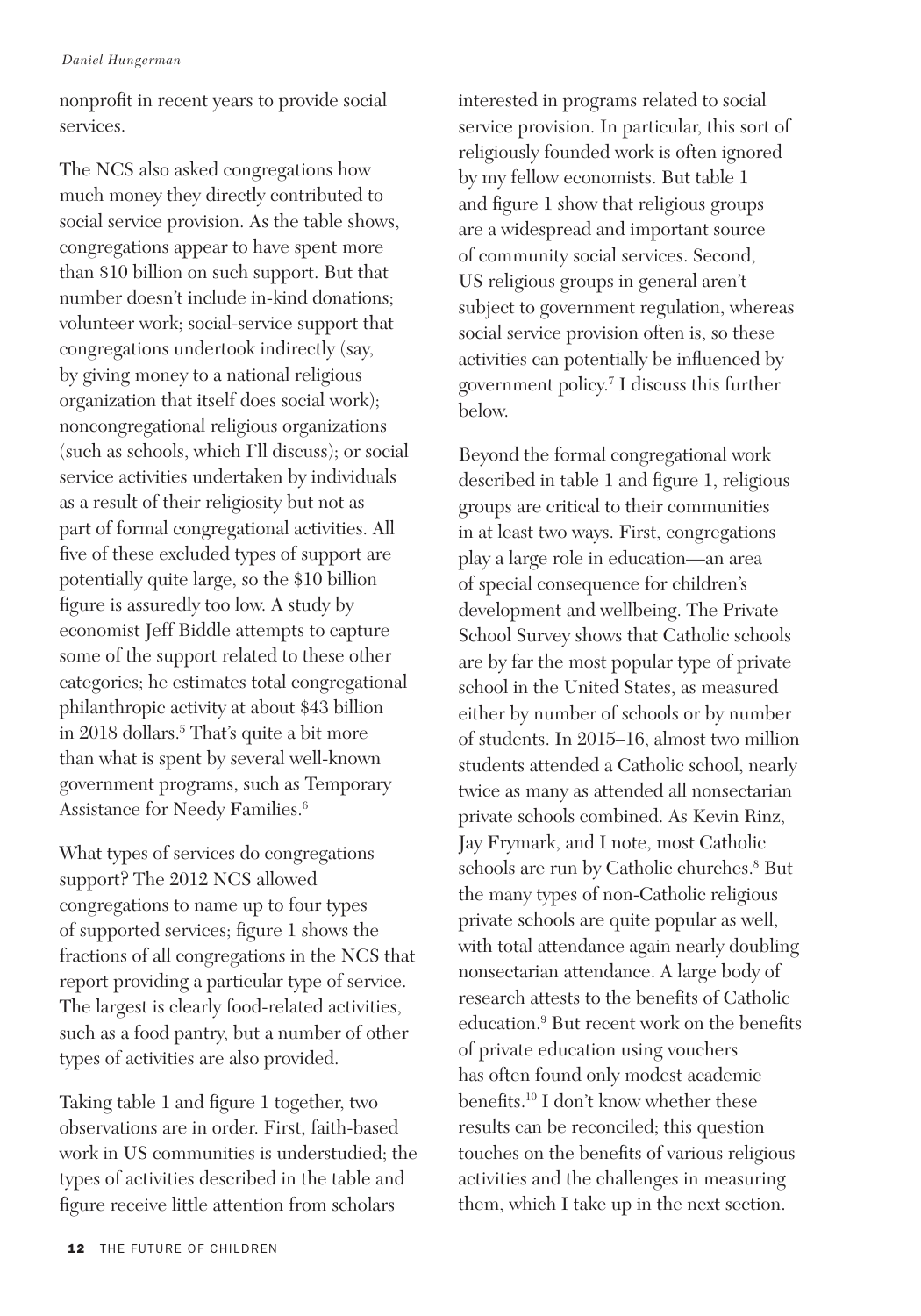nonprofit in recent years to provide social services.

The NCS also asked congregations how much money they directly contributed to social service provision. As the table shows, congregations appear to have spent more than $10 billion on such support. But that number doesn't include in-kind donations; volunteer work; social-service support that congregations undertook indirectly (say, by giving money to a national religious organization that itself does social work); noncongregational religious organizations (such as schools, which I'll discuss); or social service activities undertaken by individuals as a result of their religiosity but not as part of formal congregational activities. All five of these excluded types of support are potentially quite large, so the $10 billion figure is assuredly too low. A study by economist Jeff Biddle attempts to capture some of the support related to these other categories; he estimates total congregational philanthropic activity at about $43 billion in 2018 dollars.[5] That's quite a bit more than what is spent by several well-known government programs, such as Temporary Assistance for Needy Families.[6]

What types of services do congregations support? The 2012 NCS allowed congregations to name up to four types of supported services; figure 1 shows the fractions of all congregations in the NCS that report providing a particular type of service. The largest is clearly food-related activities, such as a food pantry, but a number of other types of activities are also provided.

Taking table 1 and figure 1 together, two observations are in order. First, faith-based work in US communities is understudied; the types of activities described in the table and figure receive little attention from scholars interested in programs related to social service provision. In particular, this sort of religiously founded work is often ignored by my fellow economists. But table 1 and figure 1 show that religious groups are a widespread and important source of community social services. Second, US religious groups in general aren't subject to government regulation, whereas social service provision often is, so these activities can potentially be influenced by government policy.[7] I discuss this further below.

Beyond the formal congregational work described in table 1 and figure 1, religious groups are critical to their communities in at least two ways. First, congregations play a large role in education—an area of special consequence for children's development and wellbeing. The Private School Survey shows that Catholic schools are by far the most popular type of private school in the United States, as measured either by number of schools or by number of students. In 2015–16, almost two million students attended a Catholic school, nearly twice as many as attended all nonsectarian private schools combined. As Kevin Rinz, Jay Frymark, and I note, most Catholic schools are run by Catholic churches.[8] But the many types of non-Catholic religious private schools are quite popular as well, with total attendance again nearly doubling nonsectarian attendance. A large body of research attests to the benefits of Catholic education.[9] But recent work on the benefits of private education using vouchers has often found only modest academic benefits.[10] I don't know whether these results can be reconciled; this question touches on the benefits of various religious activities and the challenges in measuring them, which I take up in the next section.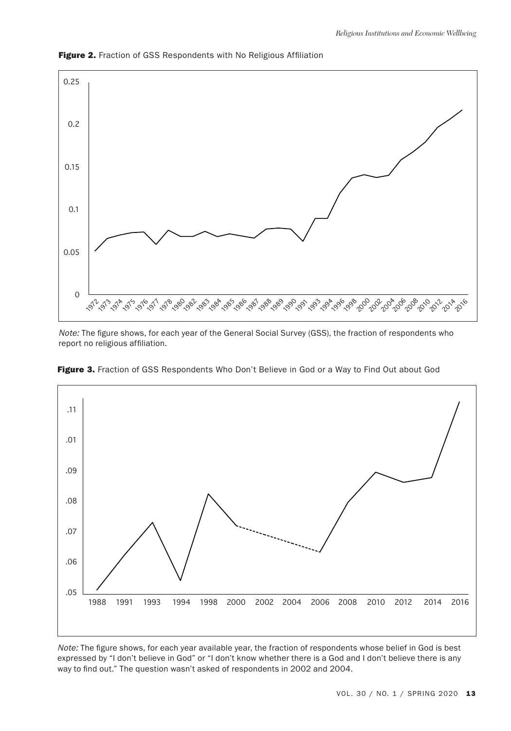**Figure 2.** Fraction of GSS Respondents with No Religious Affiliation

*Note:* The figure shows, for each year of the General Social Survey (GSS), the fraction of respondents who report no religious affiliation.

**Figure 3.** Fraction of GSS Respondents Who Don't Believe in God or a Way to Find Out about God

*Note:* The figure shows, for each year available year, the fraction of respondents whose belief in God is best expressed by "I don't believe in God" or "I don't know whether there is a God and I don't believe there is any way to find out." The question wasn't asked of respondents in 2002 and 2004.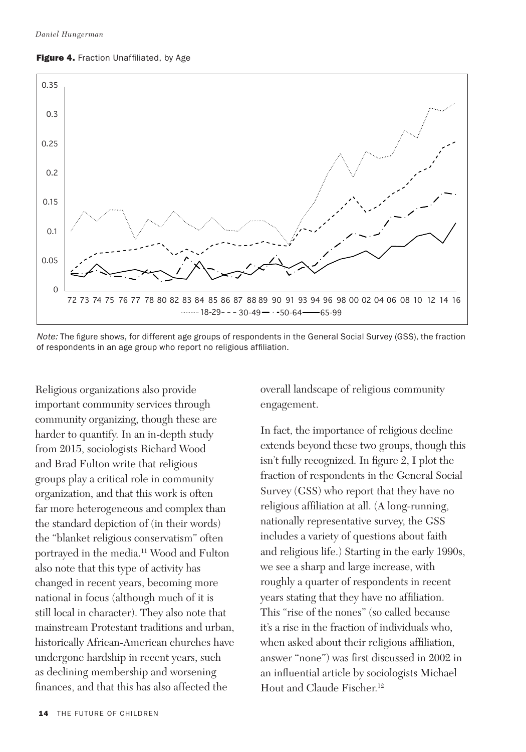**Figure 4.** Fraction Unaffiliated, by Age

*Note:* The figure shows, for different age groups of respondents in the General Social Survey (GSS), the fraction of respondents in an age group who report no religious affiliation.

Religious organizations also provide important community services through community organizing, though these are harder to quantify. In an in-depth study from 2015, sociologists Richard Wood and Brad Fulton write that religious groups play a critical role in community organization, and that this work is often far more heterogeneous and complex than the standard depiction of (in their words) the "blanket religious conservatism" often portrayed in the media.[11] Wood and Fulton also note that this type of activity has changed in recent years, becoming more national in focus (although much of it is still local in character). They also note that mainstream Protestant traditions and urban, historically African-American churches have undergone hardship in recent years, such as declining membership and worsening finances, and that this has also affected the overall landscape of religious community engagement.

In fact, the importance of religious decline extends beyond these two groups, though this isn't fully recognized. In figure 2, I plot the fraction of respondents in the General Social Survey (GSS) who report that they have no religious affiliation at all. (A long-running, nationally representative survey, the GSS includes a variety of questions about faith and religious life.) Starting in the early 1990s, we see a sharp and large increase, with roughly a quarter of respondents in recent years stating that they have no affiliation. This "rise of the nones" (so called because it's a rise in the fraction of individuals who, when asked about their religious affiliation, answer "none") was first discussed in 2002 in an influential article by sociologists Michael Hout and Claude Fischer.[12]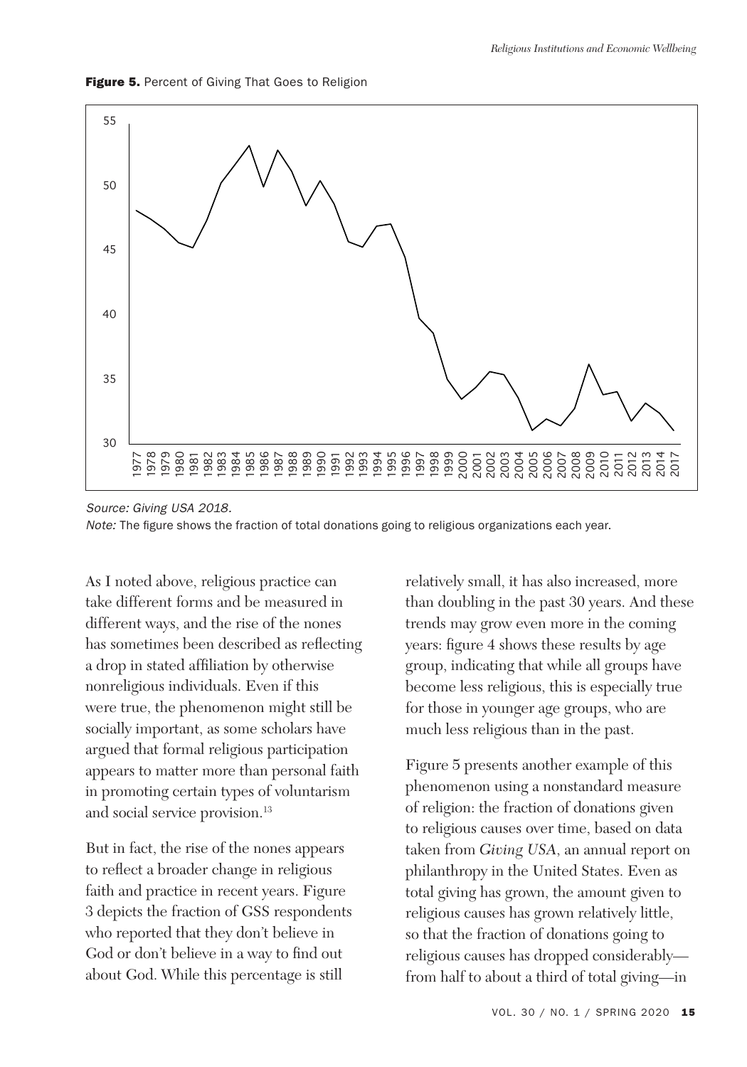**Figure 5.** Percent of Giving That Goes to Religion

*Source: Giving USA 2018.*
*Note:* The figure shows the fraction of total donations going to religious organizations each year.

As I noted above, religious practice can take different forms and be measured in different ways, and the rise of the nones has sometimes been described as reflecting a drop in stated affiliation by otherwise nonreligious individuals. Even if this were true, the phenomenon might still be socially important, as some scholars have argued that formal religious participation appears to matter more than personal faith in promoting certain types of voluntarism and social service provision.[13]

But in fact, the rise of the nones appears to reflect a broader change in religious faith and practice in recent years. Figure 3 depicts the fraction of GSS respondents who reported that they don't believe in God or don't believe in a way to find out about God. While this percentage is still relatively small, it has also increased, more than doubling in the past 30 years. And these trends may grow even more in the coming years: figure 4 shows these results by age group, indicating that while all groups have become less religious, this is especially true for those in younger age groups, who are much less religious than in the past.

Figure 5 presents another example of this phenomenon using a nonstandard measure of religion: the fraction of donations given to religious causes over time, based on data taken from *Giving USA*, an annual report on philanthropy in the United States. Even as total giving has grown, the amount given to religious causes has grown relatively little, so that the fraction of donations going to religious causes has dropped considerably—from half to about a third of total giving—in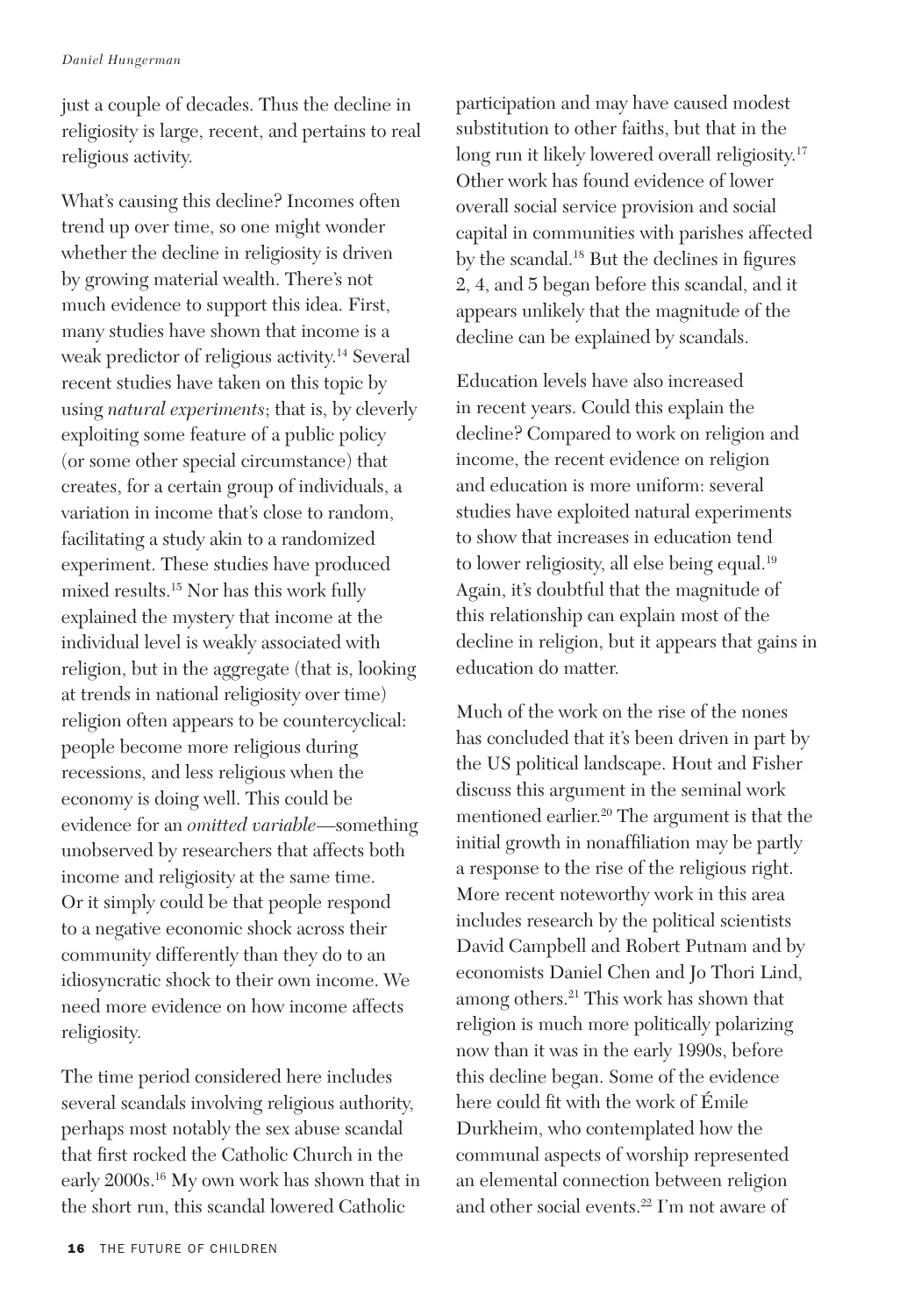just a couple of decades. Thus the decline in religiosity is large, recent, and pertains to real religious activity.

What's causing this decline? Incomes often trend up over time, so one might wonder whether the decline in religiosity is driven by growing material wealth. There's not much evidence to support this idea. First, many studies have shown that income is a weak predictor of religious activity.[14] Several recent studies have taken on this topic by using *natural experiments*; that is, by cleverly exploiting some feature of a public policy (or some other special circumstance) that creates, for a certain group of individuals, a variation in income that's close to random, facilitating a study akin to a randomized experiment. These studies have produced mixed results.[15] Nor has this work fully explained the mystery that income at the individual level is weakly associated with religion, but in the aggregate (that is, looking at trends in national religiosity over time) religion often appears to be countercyclical: people become more religious during recessions, and less religious when the economy is doing well. This could be evidence for an *omitted variable*—something unobserved by researchers that affects both income and religiosity at the same time. Or it simply could be that people respond to a negative economic shock across their community differently than they do to an idiosyncratic shock to their own income. We need more evidence on how income affects religiosity.

The time period considered here includes several scandals involving religious authority, perhaps most notably the sex abuse scandal that first rocked the Catholic Church in the early 2000s.[16] My own work has shown that in the short run, this scandal lowered Catholic participation and may have caused modest substitution to other faiths, but that in the long run it likely lowered overall religiosity.[17] Other work has found evidence of lower overall social service provision and social capital in communities with parishes affected by the scandal.[18] But the declines in figures 2, 4, and 5 began before this scandal, and it appears unlikely that the magnitude of the decline can be explained by scandals.

Education levels have also increased in recent years. Could this explain the decline? Compared to work on religion and income, the recent evidence on religion and education is more uniform: several studies have exploited natural experiments to show that increases in education tend to lower religiosity, all else being equal.[19] Again, it's doubtful that the magnitude of this relationship can explain most of the decline in religion, but it appears that gains in education do matter.

Much of the work on the rise of the nones has concluded that it's been driven in part by the US political landscape. Hout and Fisher discuss this argument in the seminal work mentioned earlier.[20] The argument is that the initial growth in nonaffiliation may be partly a response to the rise of the religious right. More recent noteworthy work in this area includes research by the political scientists David Campbell and Robert Putnam and by economists Daniel Chen and Jo Thori Lind, among others.[21] This work has shown that religion is much more politically polarizing now than it was in the early 1990s, before this decline began. Some of the evidence here could fit with the work of Émile Durkheim, who contemplated how the communal aspects of worship represented an elemental connection between religion and other social events.[22] I'm not aware of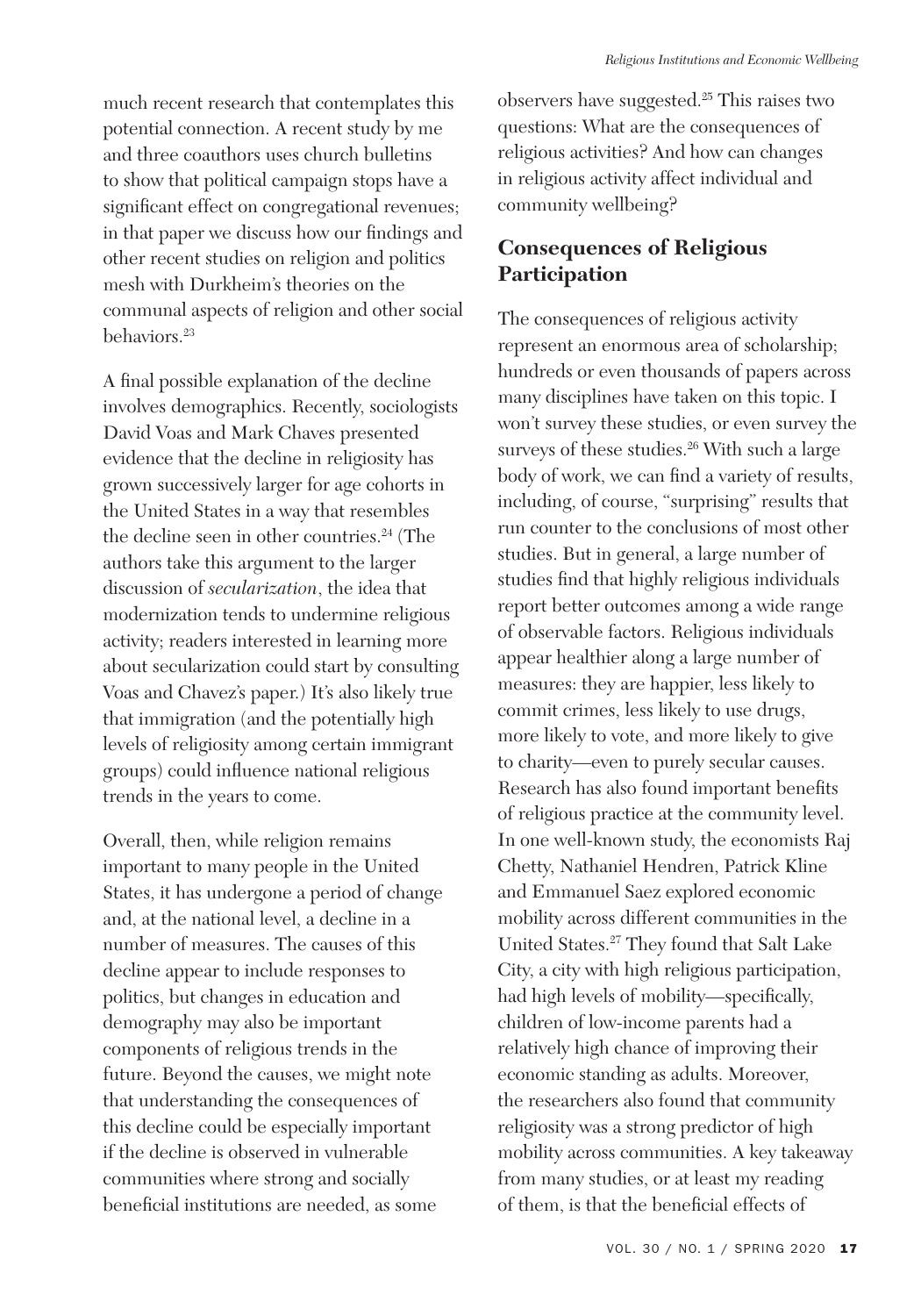much recent research that contemplates this potential connection. A recent study by me and three coauthors uses church bulletins to show that political campaign stops have a significant effect on congregational revenues; in that paper we discuss how our findings and other recent studies on religion and politics mesh with Durkheim's theories on the communal aspects of religion and other social behaviors.[23]

A final possible explanation of the decline involves demographics. Recently, sociologists David Voas and Mark Chaves presented evidence that the decline in religiosity has grown successively larger for age cohorts in the United States in a way that resembles the decline seen in other countries.[24] (The authors take this argument to the larger discussion of *secularization*, the idea that modernization tends to undermine religious activity; readers interested in learning more about secularization could start by consulting Voas and Chavez's paper.) It's also likely true that immigration (and the potentially high levels of religiosity among certain immigrant groups) could influence national religious trends in the years to come.

Overall, then, while religion remains important to many people in the United States, it has undergone a period of change and, at the national level, a decline in a number of measures. The causes of this decline appear to include responses to politics, but changes in education and demography may also be important components of religious trends in the future. Beyond the causes, we might note that understanding the consequences of this decline could be especially important if the decline is observed in vulnerable communities where strong and socially beneficial institutions are needed, as some observers have suggested.[25] This raises two questions: What are the consequences of religious activities? And how can changes in religious activity affect individual and community wellbeing?

## Consequences of Religious Participation

The consequences of religious activity represent an enormous area of scholarship; hundreds or even thousands of papers across many disciplines have taken on this topic. I won't survey these studies, or even survey the surveys of these studies.[26] With such a large body of work, we can find a variety of results, including, of course, "surprising" results that run counter to the conclusions of most other studies. But in general, a large number of studies find that highly religious individuals report better outcomes among a wide range of observable factors. Religious individuals appear healthier along a large number of measures: they are happier, less likely to commit crimes, less likely to use drugs, more likely to vote, and more likely to give to charity—even to purely secular causes. Research has also found important benefits of religious practice at the community level. In one well-known study, the economists Raj Chetty, Nathaniel Hendren, Patrick Kline and Emmanuel Saez explored economic mobility across different communities in the United States.[27] They found that Salt Lake City, a city with high religious participation, had high levels of mobility—specifically, children of low-income parents had a relatively high chance of improving their economic standing as adults. Moreover, the researchers also found that community religiosity was a strong predictor of high mobility across communities. A key takeaway from many studies, or at least my reading of them, is that the beneficial effects of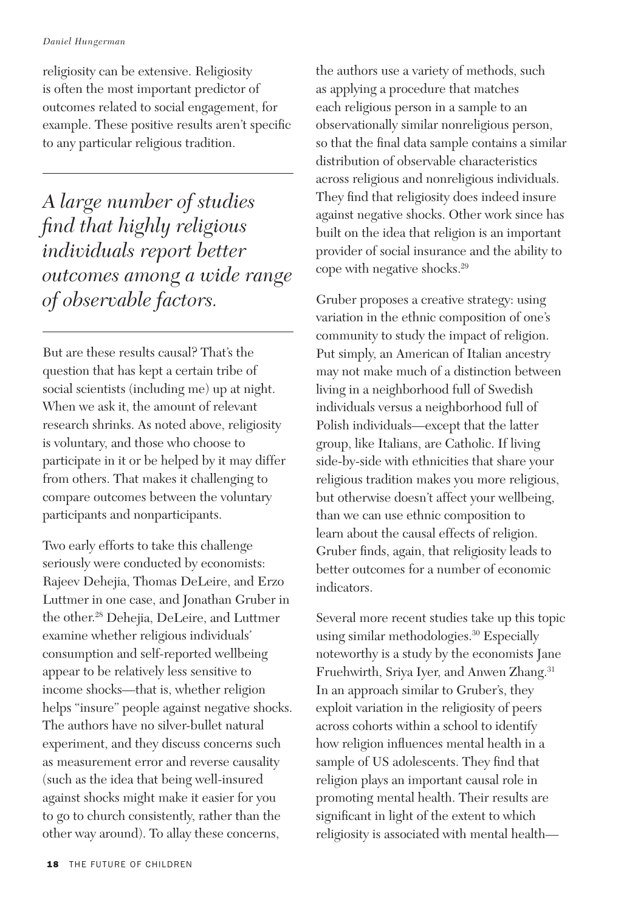religiosity can be extensive. Religiosity is often the most important predictor of outcomes related to social engagement, for example. These positive results aren't specific to any particular religious tradition.

*A large number of studies find that highly religious individuals report better outcomes among a wide range of observable factors.*

But are these results causal? That's the question that has kept a certain tribe of social scientists (including me) up at night. When we ask it, the amount of relevant research shrinks. As noted above, religiosity is voluntary, and those who choose to participate in it or be helped by it may differ from others. That makes it challenging to compare outcomes between the voluntary participants and nonparticipants.

Two early efforts to take this challenge seriously were conducted by economists: Rajeev Dehejia, Thomas DeLeire, and Erzo Luttmer in one case, and Jonathan Gruber in the other.[28] Dehejia, DeLeire, and Luttmer examine whether religious individuals' consumption and self-reported wellbeing appear to be relatively less sensitive to income shocks—that is, whether religion helps "insure" people against negative shocks. The authors have no silver-bullet natural experiment, and they discuss concerns such as measurement error and reverse causality (such as the idea that being well-insured against shocks might make it easier for you to go to church consistently, rather than the other way around). To allay these concerns, the authors use a variety of methods, such as applying a procedure that matches each religious person in a sample to an observationally similar nonreligious person, so that the final data sample contains a similar distribution of observable characteristics across religious and nonreligious individuals. They find that religiosity does indeed insure against negative shocks. Other work since has built on the idea that religion is an important provider of social insurance and the ability to cope with negative shocks.[29]

Gruber proposes a creative strategy: using variation in the ethnic composition of one's community to study the impact of religion. Put simply, an American of Italian ancestry may not make much of a distinction between living in a neighborhood full of Swedish individuals versus a neighborhood full of Polish individuals—except that the latter group, like Italians, are Catholic. If living side-by-side with ethnicities that share your religious tradition makes you more religious, but otherwise doesn't affect your wellbeing, than we can use ethnic composition to learn about the causal effects of religion. Gruber finds, again, that religiosity leads to better outcomes for a number of economic indicators.

Several more recent studies take up this topic using similar methodologies.[30] Especially noteworthy is a study by the economists Jane Fruehwirth, Sriya Iyer, and Anwen Zhang.[31] In an approach similar to Gruber's, they exploit variation in the religiosity of peers across cohorts within a school to identify how religion influences mental health in a sample of US adolescents. They find that religion plays an important causal role in promoting mental health. Their results are significant in light of the extent to which religiosity is associated with mental health—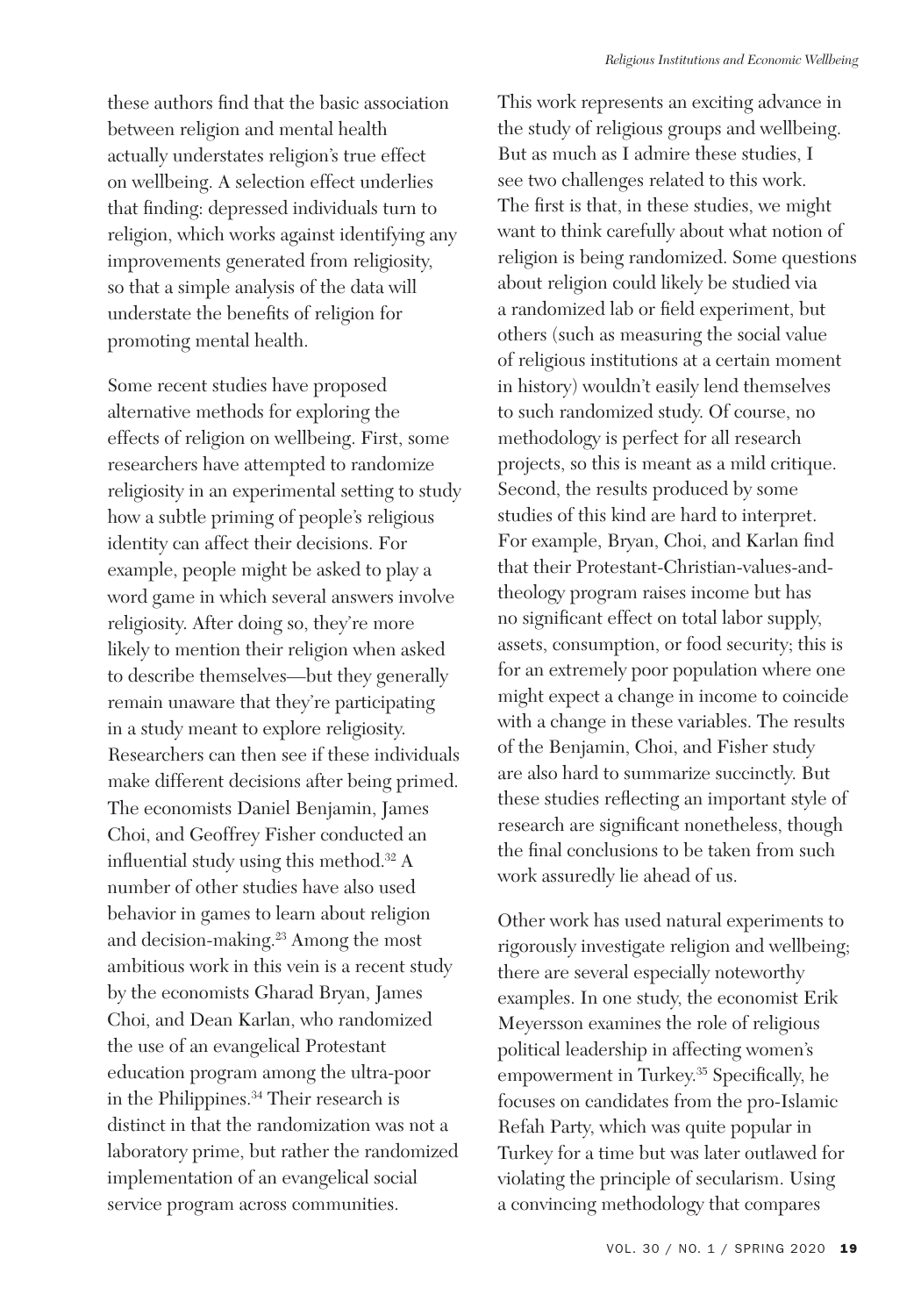these authors find that the basic association between religion and mental health actually understates religion's true effect on wellbeing. A selection effect underlies that finding: depressed individuals turn to religion, which works against identifying any improvements generated from religiosity, so that a simple analysis of the data will understate the benefits of religion for promoting mental health.

Some recent studies have proposed alternative methods for exploring the effects of religion on wellbeing. First, some researchers have attempted to randomize religiosity in an experimental setting to study how a subtle priming of people's religious identity can affect their decisions. For example, people might be asked to play a word game in which several answers involve religiosity. After doing so, they're more likely to mention their religion when asked to describe themselves—but they generally remain unaware that they're participating in a study meant to explore religiosity. Researchers can then see if these individuals make different decisions after being primed. The economists Daniel Benjamin, James Choi, and Geoffrey Fisher conducted an influential study using this method.[32] A number of other studies have also used behavior in games to learn about religion and decision-making.[23] Among the most ambitious work in this vein is a recent study by the economists Gharad Bryan, James Choi, and Dean Karlan, who randomized the use of an evangelical Protestant education program among the ultra-poor in the Philippines.[34] Their research is distinct in that the randomization was not a laboratory prime, but rather the randomized implementation of an evangelical social service program across communities.

This work represents an exciting advance in the study of religious groups and wellbeing. But as much as I admire these studies, I see two challenges related to this work. The first is that, in these studies, we might want to think carefully about what notion of religion is being randomized. Some questions about religion could likely be studied via a randomized lab or field experiment, but others (such as measuring the social value of religious institutions at a certain moment in history) wouldn't easily lend themselves to such randomized study. Of course, no methodology is perfect for all research projects, so this is meant as a mild critique. Second, the results produced by some studies of this kind are hard to interpret. For example, Bryan, Choi, and Karlan find that their Protestant-Christian-values-and-theology program raises income but has no significant effect on total labor supply, assets, consumption, or food security; this is for an extremely poor population where one might expect a change in income to coincide with a change in these variables. The results of the Benjamin, Choi, and Fisher study are also hard to summarize succinctly. But these studies reflecting an important style of research are significant nonetheless, though the final conclusions to be taken from such work assuredly lie ahead of us.

Other work has used natural experiments to rigorously investigate religion and wellbeing; there are several especially noteworthy examples. In one study, the economist Erik Meyersson examines the role of religious political leadership in affecting women's empowerment in Turkey.[35] Specifically, he focuses on candidates from the pro-Islamic Refah Party, which was quite popular in Turkey for a time but was later outlawed for violating the principle of secularism. Using a convincing methodology that compares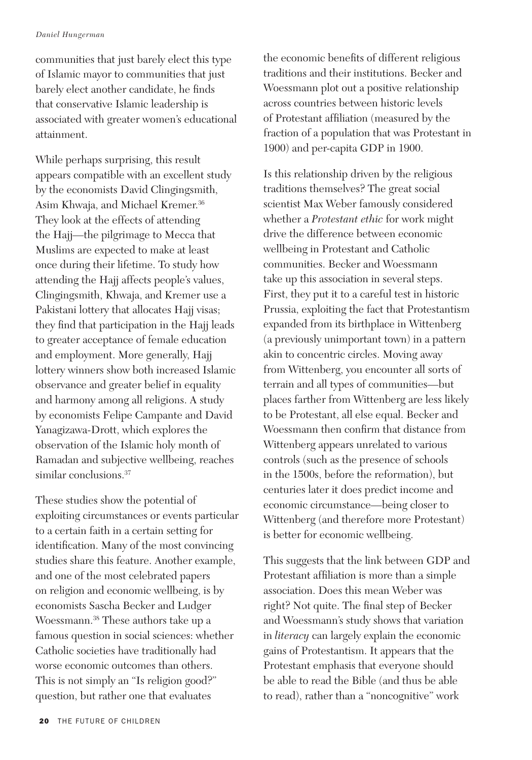communities that just barely elect this type of Islamic mayor to communities that just barely elect another candidate, he finds that conservative Islamic leadership is associated with greater women's educational attainment.

While perhaps surprising, this result appears compatible with an excellent study by the economists David Clingingsmith, Asim Khwaja, and Michael Kremer.[36] They look at the effects of attending the Hajj—the pilgrimage to Mecca that Muslims are expected to make at least once during their lifetime. To study how attending the Hajj affects people's values, Clingingsmith, Khwaja, and Kremer use a Pakistani lottery that allocates Hajj visas; they find that participation in the Hajj leads to greater acceptance of female education and employment. More generally, Hajj lottery winners show both increased Islamic observance and greater belief in equality and harmony among all religions. A study by economists Felipe Campante and David Yanagizawa-Drott, which explores the observation of the Islamic holy month of Ramadan and subjective wellbeing, reaches similar conclusions.[37]

These studies show the potential of exploiting circumstances or events particular to a certain faith in a certain setting for identification. Many of the most convincing studies share this feature. Another example, and one of the most celebrated papers on religion and economic wellbeing, is by economists Sascha Becker and Ludger Woessmann.[38] These authors take up a famous question in social sciences: whether Catholic societies have traditionally had worse economic outcomes than others. This is not simply an "Is religion good?" question, but rather one that evaluates the economic benefits of different religious traditions and their institutions. Becker and Woessmann plot out a positive relationship across countries between historic levels of Protestant affiliation (measured by the fraction of a population that was Protestant in 1900) and per-capita GDP in 1900.

Is this relationship driven by the religious traditions themselves? The great social scientist Max Weber famously considered whether a *Protestant ethic* for work might drive the difference between economic wellbeing in Protestant and Catholic communities. Becker and Woessmann take up this association in several steps. First, they put it to a careful test in historic Prussia, exploiting the fact that Protestantism expanded from its birthplace in Wittenberg (a previously unimportant town) in a pattern akin to concentric circles. Moving away from Wittenberg, you encounter all sorts of terrain and all types of communities—but places farther from Wittenberg are less likely to be Protestant, all else equal. Becker and Woessmann then confirm that distance from Wittenberg appears unrelated to various controls (such as the presence of schools in the 1500s, before the reformation), but centuries later it does predict income and economic circumstance—being closer to Wittenberg (and therefore more Protestant) is better for economic wellbeing.

This suggests that the link between GDP and Protestant affiliation is more than a simple association. Does this mean Weber was right? Not quite. The final step of Becker and Woessmann's study shows that variation in *literacy* can largely explain the economic gains of Protestantism. It appears that the Protestant emphasis that everyone should be able to read the Bible (and thus be able to read), rather than a "noncognitive" work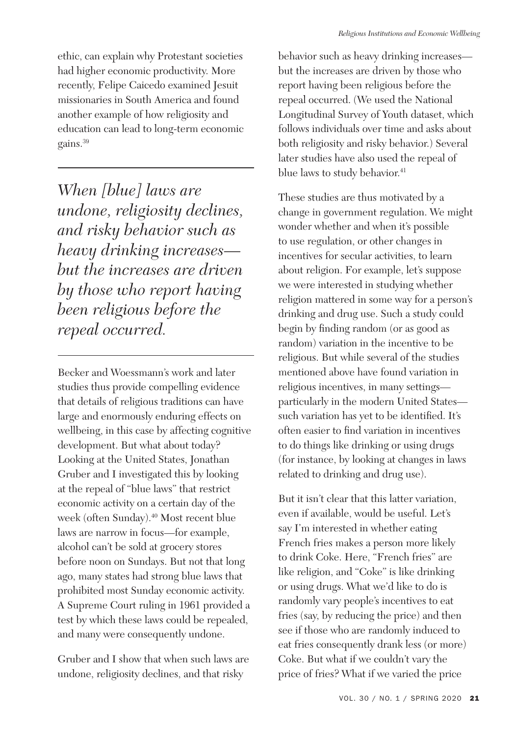ethic, can explain why Protestant societies had higher economic productivity. More recently, Felipe Caicedo examined Jesuit missionaries in South America and found another example of how religiosity and education can lead to long-term economic gains.[39]

> *When [blue] laws are undone, religiosity declines, and risky behavior such as heavy drinking increases—but the increases are driven by those who report having been religious before the repeal occurred.*

Becker and Woessmann's work and later studies thus provide compelling evidence that details of religious traditions can have large and enormously enduring effects on wellbeing, in this case by affecting cognitive development. But what about today? Looking at the United States, Jonathan Gruber and I investigated this by looking at the repeal of "blue laws" that restrict economic activity on a certain day of the week (often Sunday).[40] Most recent blue laws are narrow in focus—for example, alcohol can't be sold at grocery stores before noon on Sundays. But not that long ago, many states had strong blue laws that prohibited most Sunday economic activity. A Supreme Court ruling in 1961 provided a test by which these laws could be repealed, and many were consequently undone.

Gruber and I show that when such laws are undone, religiosity declines, and that risky behavior such as heavy drinking increases—but the increases are driven by those who report having been religious before the repeal occurred. (We used the National Longitudinal Survey of Youth dataset, which follows individuals over time and asks about both religiosity and risky behavior.) Several later studies have also used the repeal of blue laws to study behavior.[41]

These studies are thus motivated by a change in government regulation. We might wonder whether and when it's possible to use regulation, or other changes in incentives for secular activities, to learn about religion. For example, let's suppose we were interested in studying whether religion mattered in some way for a person's drinking and drug use. Such a study could begin by finding random (or as good as random) variation in the incentive to be religious. But while several of the studies mentioned above have found variation in religious incentives, in many settings—particularly in the modern United States—such variation has yet to be identified. It's often easier to find variation in incentives to do things like drinking or using drugs (for instance, by looking at changes in laws related to drinking and drug use).

But it isn't clear that this latter variation, even if available, would be useful. Let's say I'm interested in whether eating French fries makes a person more likely to drink Coke. Here, "French fries" are like religion, and "Coke" is like drinking or using drugs. What we'd like to do is randomly vary people's incentives to eat fries (say, by reducing the price) and then see if those who are randomly induced to eat fries consequently drank less (or more) Coke. But what if we couldn't vary the price of fries? What if we varied the price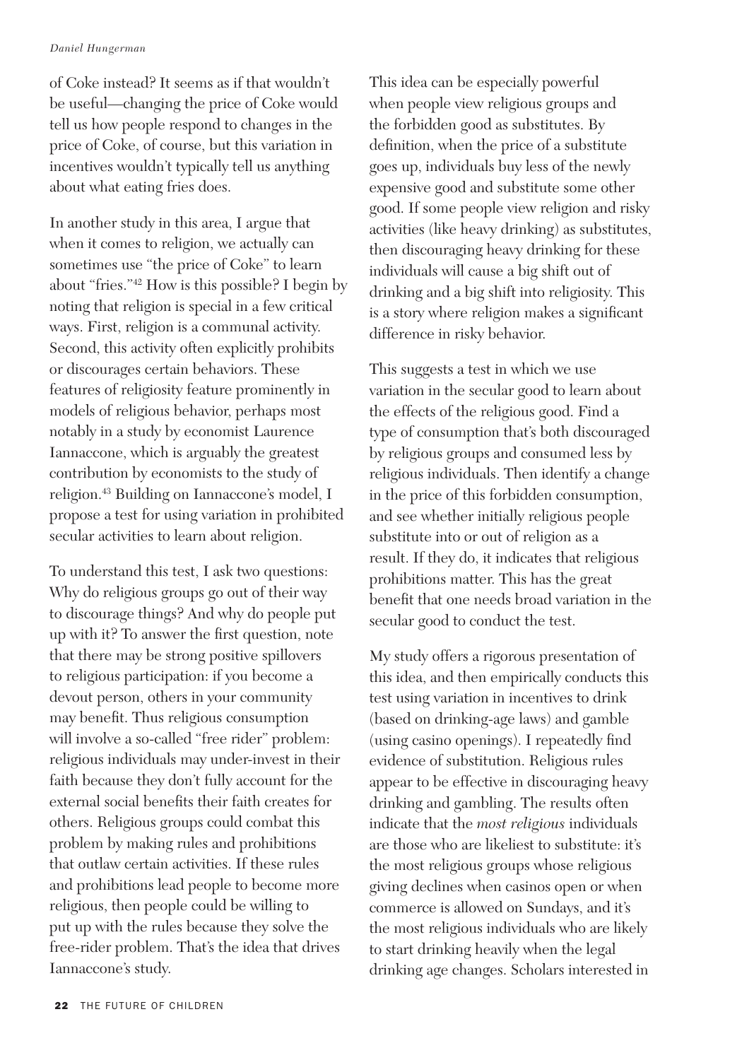of Coke instead? It seems as if that wouldn't be useful—changing the price of Coke would tell us how people respond to changes in the price of Coke, of course, but this variation in incentives wouldn't typically tell us anything about what eating fries does.

In another study in this area, I argue that when it comes to religion, we actually can sometimes use "the price of Coke" to learn about "fries."[42] How is this possible? I begin by noting that religion is special in a few critical ways. First, religion is a communal activity. Second, this activity often explicitly prohibits or discourages certain behaviors. These features of religiosity feature prominently in models of religious behavior, perhaps most notably in a study by economist Laurence Iannaccone, which is arguably the greatest contribution by economists to the study of religion.[43] Building on Iannaccone's model, I propose a test for using variation in prohibited secular activities to learn about religion.

To understand this test, I ask two questions: Why do religious groups go out of their way to discourage things? And why do people put up with it? To answer the first question, note that there may be strong positive spillovers to religious participation: if you become a devout person, others in your community may benefit. Thus religious consumption will involve a so-called "free rider" problem: religious individuals may under-invest in their faith because they don't fully account for the external social benefits their faith creates for others. Religious groups could combat this problem by making rules and prohibitions that outlaw certain activities. If these rules and prohibitions lead people to become more religious, then people could be willing to put up with the rules because they solve the free-rider problem. That's the idea that drives Iannaccone's study.

This idea can be especially powerful when people view religious groups and the forbidden good as substitutes. By definition, when the price of a substitute goes up, individuals buy less of the newly expensive good and substitute some other good. If some people view religion and risky activities (like heavy drinking) as substitutes, then discouraging heavy drinking for these individuals will cause a big shift out of drinking and a big shift into religiosity. This is a story where religion makes a significant difference in risky behavior.

This suggests a test in which we use variation in the secular good to learn about the effects of the religious good. Find a type of consumption that's both discouraged by religious groups and consumed less by religious individuals. Then identify a change in the price of this forbidden consumption, and see whether initially religious people substitute into or out of religion as a result. If they do, it indicates that religious prohibitions matter. This has the great benefit that one needs broad variation in the secular good to conduct the test.

My study offers a rigorous presentation of this idea, and then empirically conducts this test using variation in incentives to drink (based on drinking-age laws) and gamble (using casino openings). I repeatedly find evidence of substitution. Religious rules appear to be effective in discouraging heavy drinking and gambling. The results often indicate that the *most religious* individuals are those who are likeliest to substitute: it's the most religious groups whose religious giving declines when casinos open or when commerce is allowed on Sundays, and it's the most religious individuals who are likely to start drinking heavily when the legal drinking age changes. Scholars interested in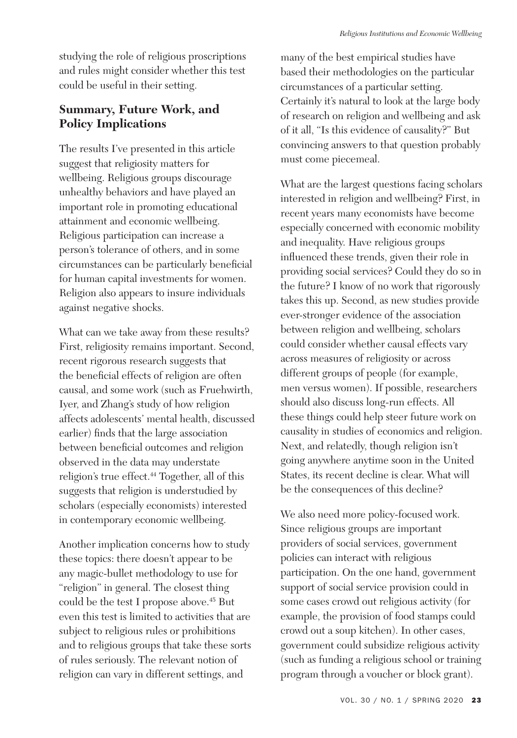studying the role of religious proscriptions and rules might consider whether this test could be useful in their setting.

## Summary, Future Work, and Policy Implications

The results I've presented in this article suggest that religiosity matters for wellbeing. Religious groups discourage unhealthy behaviors and have played an important role in promoting educational attainment and economic wellbeing. Religious participation can increase a person's tolerance of others, and in some circumstances can be particularly beneficial for human capital investments for women. Religion also appears to insure individuals against negative shocks.

What can we take away from these results? First, religiosity remains important. Second, recent rigorous research suggests that the beneficial effects of religion are often causal, and some work (such as Fruehwirth, Iyer, and Zhang's study of how religion affects adolescents' mental health, discussed earlier) finds that the large association between beneficial outcomes and religion observed in the data may understate religion's true effect.[44] Together, all of this suggests that religion is understudied by scholars (especially economists) interested in contemporary economic wellbeing.

Another implication concerns how to study these topics: there doesn't appear to be any magic-bullet methodology to use for "religion" in general. The closest thing could be the test I propose above.[45] But even this test is limited to activities that are subject to religious rules or prohibitions and to religious groups that take these sorts of rules seriously. The relevant notion of religion can vary in different settings, and many of the best empirical studies have based their methodologies on the particular circumstances of a particular setting. Certainly it's natural to look at the large body of research on religion and wellbeing and ask of it all, "Is this evidence of causality?" But convincing answers to that question probably must come piecemeal.

What are the largest questions facing scholars interested in religion and wellbeing? First, in recent years many economists have become especially concerned with economic mobility and inequality. Have religious groups influenced these trends, given their role in providing social services? Could they do so in the future? I know of no work that rigorously takes this up. Second, as new studies provide ever-stronger evidence of the association between religion and wellbeing, scholars could consider whether causal effects vary across measures of religiosity or across different groups of people (for example, men versus women). If possible, researchers should also discuss long-run effects. All these things could help steer future work on causality in studies of economics and religion. Next, and relatedly, though religion isn't going anywhere anytime soon in the United States, its recent decline is clear. What will be the consequences of this decline?

We also need more policy-focused work. Since religious groups are important providers of social services, government policies can interact with religious participation. On the one hand, government support of social service provision could in some cases crowd out religious activity (for example, the provision of food stamps could crowd out a soup kitchen). In other cases, government could subsidize religious activity (such as funding a religious school or training program through a voucher or block grant).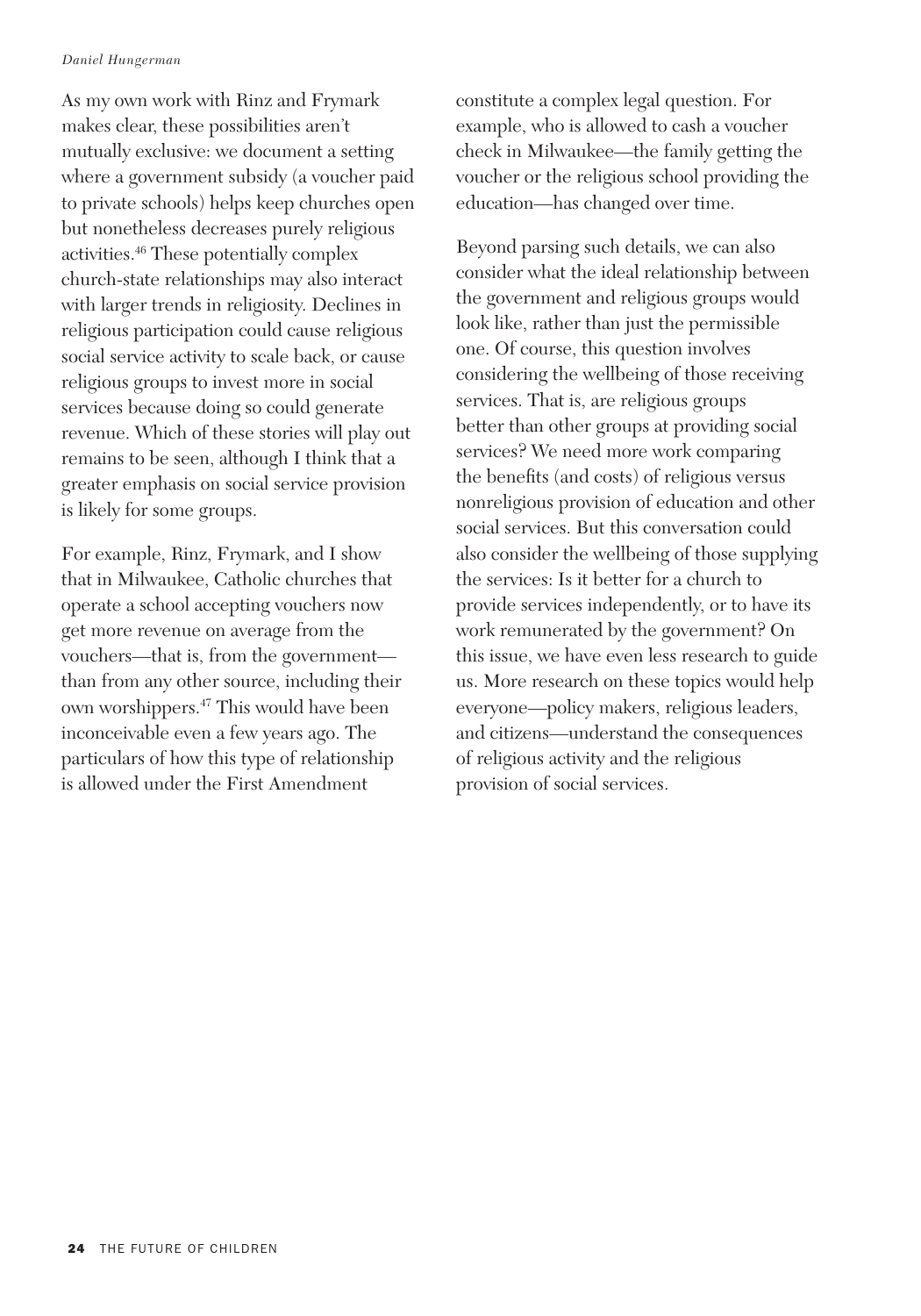As my own work with Rinz and Frymark makes clear, these possibilities aren't mutually exclusive: we document a setting where a government subsidy (a voucher paid to private schools) helps keep churches open but nonetheless decreases purely religious activities.[46] These potentially complex church-state relationships may also interact with larger trends in religiosity. Declines in religious participation could cause religious social service activity to scale back, or cause religious groups to invest more in social services because doing so could generate revenue. Which of these stories will play out remains to be seen, although I think that a greater emphasis on social service provision is likely for some groups.

For example, Rinz, Frymark, and I show that in Milwaukee, Catholic churches that operate a school accepting vouchers now get more revenue on average from the vouchers—that is, from the government—than from any other source, including their own worshippers.[47] This would have been inconceivable even a few years ago. The particulars of how this type of relationship is allowed under the First Amendment constitute a complex legal question. For example, who is allowed to cash a voucher check in Milwaukee—the family getting the voucher or the religious school providing the education—has changed over time.

Beyond parsing such details, we can also consider what the ideal relationship between the government and religious groups would look like, rather than just the permissible one. Of course, this question involves considering the wellbeing of those receiving services. That is, are religious groups better than other groups at providing social services? We need more work comparing the benefits (and costs) of religious versus nonreligious provision of education and other social services. But this conversation could also consider the wellbeing of those supplying the services: Is it better for a church to provide services independently, or to have its work remunerated by the government? On this issue, we have even less research to guide us. More research on these topics would help everyone—policy makers, religious leaders, and citizens—understand the consequences of religious activity and the religious provision of social services.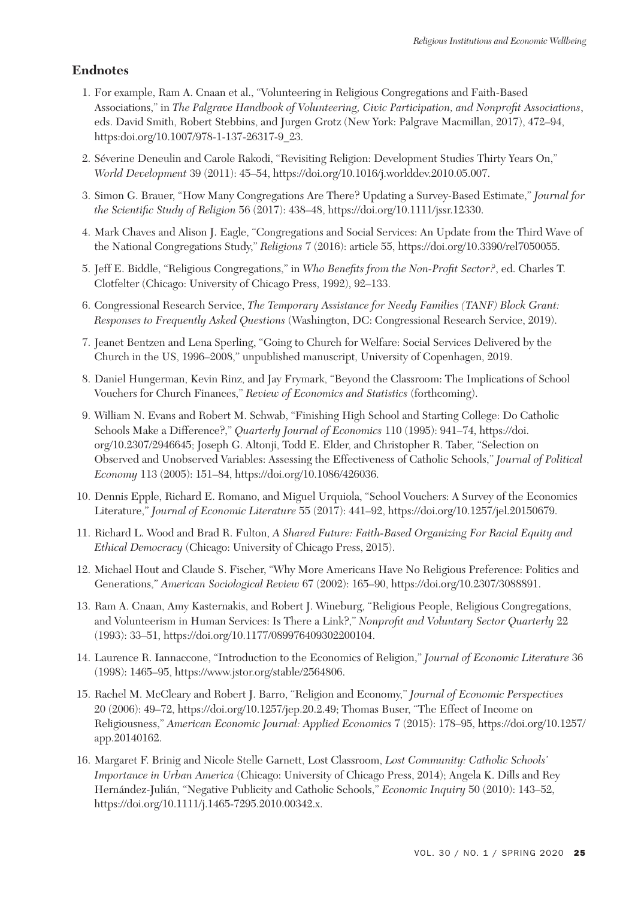## Endnotes

1. For example, Ram A. Cnaan et al., "Volunteering in Religious Congregations and Faith-Based Associations," in *The Palgrave Handbook of Volunteering, Civic Participation, and Nonprofit Associations*, eds. David Smith, Robert Stebbins, and Jurgen Grotz (New York: Palgrave Macmillan, 2017), 472–94, https:doi.org/10.1007/978-1-137-26317-9_23.

2. Séverine Deneulin and Carole Rakodi, "Revisiting Religion: Development Studies Thirty Years On," *World Development* 39 (2011): 45–54, https://doi.org/10.1016/j.worlddev.2010.05.007.

3. Simon G. Brauer, "How Many Congregations Are There? Updating a Survey-Based Estimate," *Journal for the Scientific Study of Religion* 56 (2017): 438–48, https://doi.org/10.1111/jssr.12330.

4. Mark Chaves and Alison J. Eagle, "Congregations and Social Services: An Update from the Third Wave of the National Congregations Study," *Religions* 7 (2016): article 55, https://doi.org/10.3390/rel7050055.

5. Jeff E. Biddle, "Religious Congregations," in *Who Benefits from the Non-Profit Sector?*, ed. Charles T. Clotfelter (Chicago: University of Chicago Press, 1992), 92–133.

6. Congressional Research Service, *The Temporary Assistance for Needy Families (TANF) Block Grant: Responses to Frequently Asked Questions* (Washington, DC: Congressional Research Service, 2019).

7. Jeanet Bentzen and Lena Sperling, "Going to Church for Welfare: Social Services Delivered by the Church in the US, 1996–2008," unpublished manuscript, University of Copenhagen, 2019.

8. Daniel Hungerman, Kevin Rinz, and Jay Frymark, "Beyond the Classroom: The Implications of School Vouchers for Church Finances," *Review of Economics and Statistics* (forthcoming).

9. William N. Evans and Robert M. Schwab, "Finishing High School and Starting College: Do Catholic Schools Make a Difference?," *Quarterly Journal of Economics* 110 (1995): 941–74, https://doi.org/10.2307/2946645; Joseph G. Altonji, Todd E. Elder, and Christopher R. Taber, "Selection on Observed and Unobserved Variables: Assessing the Effectiveness of Catholic Schools," *Journal of Political Economy* 113 (2005): 151–84, https://doi.org/10.1086/426036.

10. Dennis Epple, Richard E. Romano, and Miguel Urquiola, "School Vouchers: A Survey of the Economics Literature," *Journal of Economic Literature* 55 (2017): 441–92, https://doi.org/10.1257/jel.20150679.

11. Richard L. Wood and Brad R. Fulton, *A Shared Future: Faith-Based Organizing For Racial Equity and Ethical Democracy* (Chicago: University of Chicago Press, 2015).

12. Michael Hout and Claude S. Fischer, "Why More Americans Have No Religious Preference: Politics and Generations," *American Sociological Review* 67 (2002): 165–90, https://doi.org/10.2307/3088891.

13. Ram A. Cnaan, Amy Kasternakis, and Robert J. Wineburg, "Religious People, Religious Congregations, and Volunteerism in Human Services: Is There a Link?," *Nonprofit and Voluntary Sector Quarterly* 22 (1993): 33–51, https://doi.org/10.1177/089976409302200104.

14. Laurence R. Iannaccone, "Introduction to the Economics of Religion," *Journal of Economic Literature* 36 (1998): 1465–95, https://www.jstor.org/stable/2564806.

15. Rachel M. McCleary and Robert J. Barro, "Religion and Economy," *Journal of Economic Perspectives* 20 (2006): 49–72, https://doi.org/10.1257/jep.20.2.49; Thomas Buser, "The Effect of Income on Religiousness," *American Economic Journal: Applied Economics* 7 (2015): 178–95, https://doi.org/10.1257/app.20140162.

16. Margaret F. Brinig and Nicole Stelle Garnett, Lost Classroom, *Lost Community: Catholic Schools' Importance in Urban America* (Chicago: University of Chicago Press, 2014); Angela K. Dills and Rey Hernández-Julián, "Negative Publicity and Catholic Schools," *Economic Inquiry* 50 (2010): 143–52, https://doi.org/10.1111/j.1465-7295.2010.00342.x.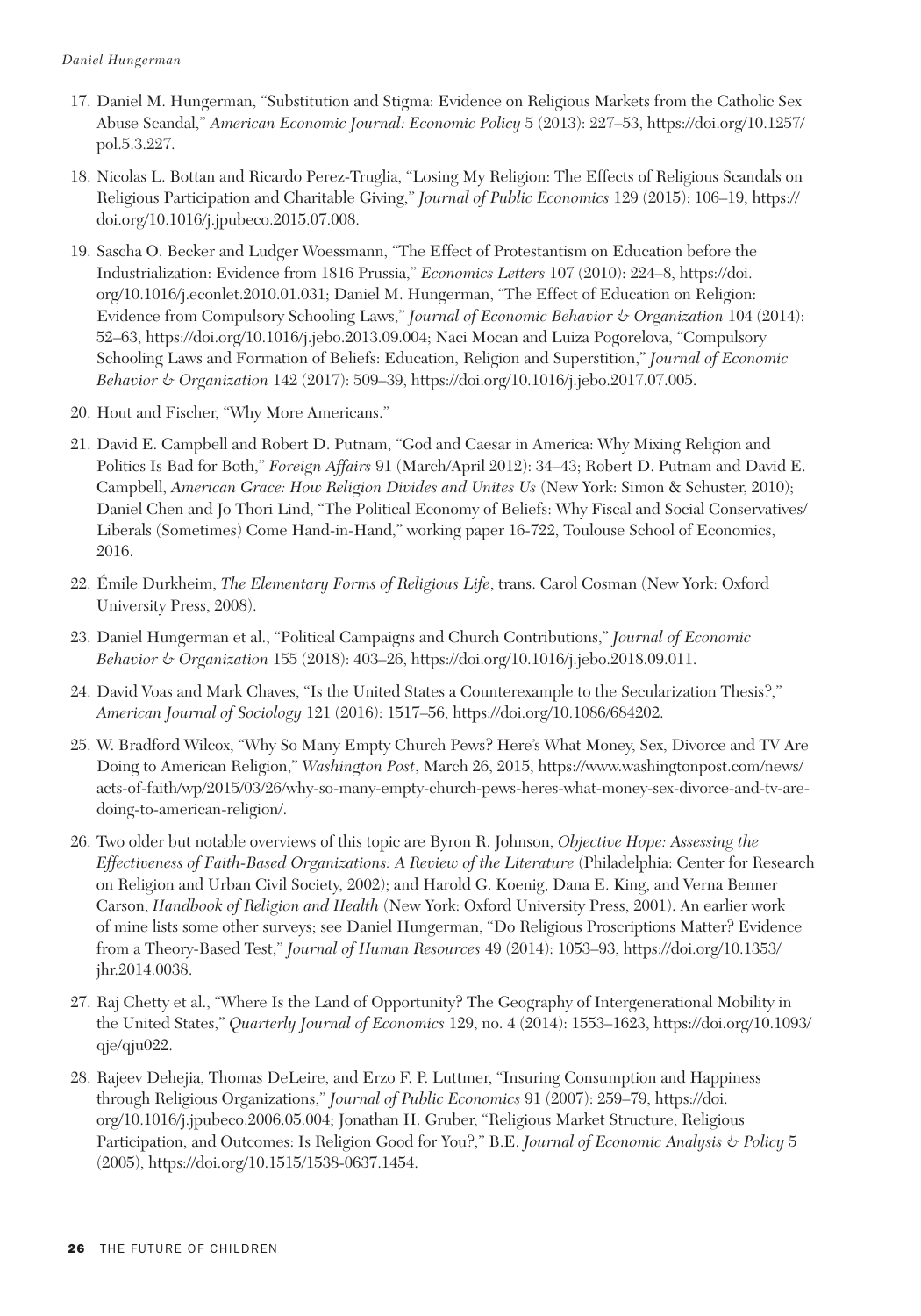17. Daniel M. Hungerman, "Substitution and Stigma: Evidence on Religious Markets from the Catholic Sex Abuse Scandal," *American Economic Journal: Economic Policy* 5 (2013): 227–53, https://doi.org/10.1257/pol.5.3.227.

18. Nicolas L. Bottan and Ricardo Perez-Truglia, "Losing My Religion: The Effects of Religious Scandals on Religious Participation and Charitable Giving," *Journal of Public Economics* 129 (2015): 106–19, https://doi.org/10.1016/j.jpubeco.2015.07.008.

19. Sascha O. Becker and Ludger Woessmann, "The Effect of Protestantism on Education before the Industrialization: Evidence from 1816 Prussia," *Economics Letters* 107 (2010): 224–8, https://doi.org/10.1016/j.econlet.2010.01.031; Daniel M. Hungerman, "The Effect of Education on Religion: Evidence from Compulsory Schooling Laws," *Journal of Economic Behavior & Organization* 104 (2014): 52–63, https://doi.org/10.1016/j.jebo.2013.09.004; Naci Mocan and Luiza Pogorelova, "Compulsory Schooling Laws and Formation of Beliefs: Education, Religion and Superstition," *Journal of Economic Behavior & Organization* 142 (2017): 509–39, https://doi.org/10.1016/j.jebo.2017.07.005.

20. Hout and Fischer, "Why More Americans."

21. David E. Campbell and Robert D. Putnam, "God and Caesar in America: Why Mixing Religion and Politics Is Bad for Both," *Foreign Affairs* 91 (March/April 2012): 34–43; Robert D. Putnam and David E. Campbell, *American Grace: How Religion Divides and Unites Us* (New York: Simon & Schuster, 2010); Daniel Chen and Jo Thori Lind, "The Political Economy of Beliefs: Why Fiscal and Social Conservatives/Liberals (Sometimes) Come Hand-in-Hand," working paper 16-722, Toulouse School of Economics, 2016.

22. Émile Durkheim, *The Elementary Forms of Religious Life*, trans. Carol Cosman (New York: Oxford University Press, 2008).

23. Daniel Hungerman et al., "Political Campaigns and Church Contributions," *Journal of Economic Behavior & Organization* 155 (2018): 403–26, https://doi.org/10.1016/j.jebo.2018.09.011.

24. David Voas and Mark Chaves, "Is the United States a Counterexample to the Secularization Thesis?," *American Journal of Sociology* 121 (2016): 1517–56, https://doi.org/10.1086/684202.

25. W. Bradford Wilcox, "Why So Many Empty Church Pews? Here's What Money, Sex, Divorce and TV Are Doing to American Religion," *Washington Post*, March 26, 2015, https://www.washingtonpost.com/news/acts-of-faith/wp/2015/03/26/why-so-many-empty-church-pews-heres-what-money-sex-divorce-and-tv-are-doing-to-american-religion/.

26. Two older but notable overviews of this topic are Byron R. Johnson, *Objective Hope: Assessing the Effectiveness of Faith-Based Organizations: A Review of the Literature* (Philadelphia: Center for Research on Religion and Urban Civil Society, 2002); and Harold G. Koenig, Dana E. King, and Verna Benner Carson, *Handbook of Religion and Health* (New York: Oxford University Press, 2001). An earlier work of mine lists some other surveys; see Daniel Hungerman, "Do Religious Proscriptions Matter? Evidence from a Theory-Based Test," *Journal of Human Resources* 49 (2014): 1053–93, https://doi.org/10.1353/jhr.2014.0038.

27. Raj Chetty et al., "Where Is the Land of Opportunity? The Geography of Intergenerational Mobility in the United States," *Quarterly Journal of Economics* 129, no. 4 (2014): 1553–1623, https://doi.org/10.1093/qje/qju022.

28. Rajeev Dehejia, Thomas DeLeire, and Erzo F. P. Luttmer, "Insuring Consumption and Happiness through Religious Organizations," *Journal of Public Economics* 91 (2007): 259–79, https://doi.org/10.1016/j.jpubeco.2006.05.004; Jonathan H. Gruber, "Religious Market Structure, Religious Participation, and Outcomes: Is Religion Good for You?," B.E. *Journal of Economic Analysis & Policy* 5 (2005), https://doi.org/10.1515/1538-0637.1454.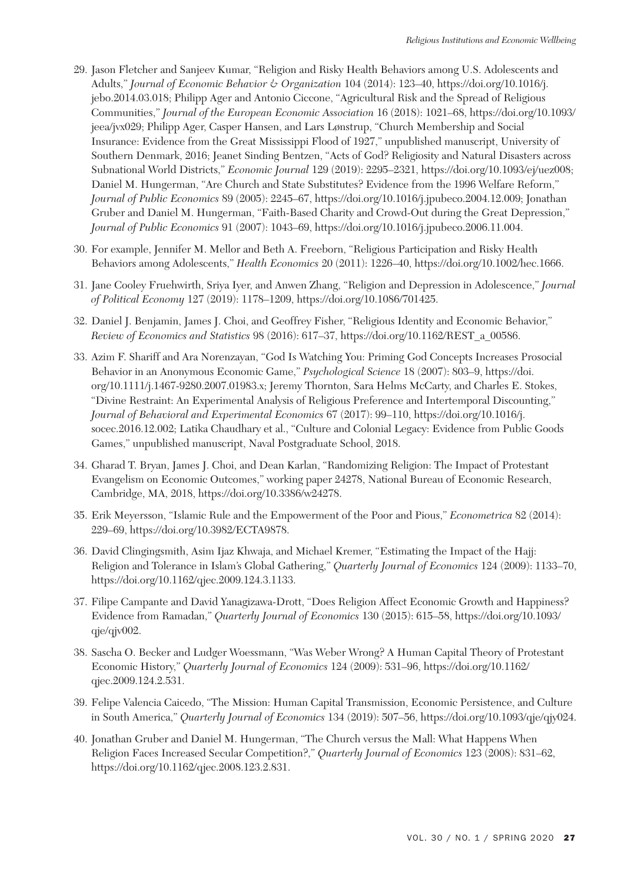29. Jason Fletcher and Sanjeev Kumar, "Religion and Risky Health Behaviors among U.S. Adolescents and Adults," *Journal of Economic Behavior & Organization* 104 (2014): 123–40, https://doi.org/10.1016/j.jebo.2014.03.018; Philipp Ager and Antonio Ciccone, "Agricultural Risk and the Spread of Religious Communities," *Journal of the European Economic Association* 16 (2018): 1021–68, https://doi.org/10.1093/jeea/jvx029; Philipp Ager, Casper Hansen, and Lars Lønstrup, "Church Membership and Social Insurance: Evidence from the Great Mississippi Flood of 1927," unpublished manuscript, University of Southern Denmark, 2016; Jeanet Sinding Bentzen, "Acts of God? Religiosity and Natural Disasters across Subnational World Districts," *Economic Journal* 129 (2019): 2295–2321, https://doi.org/10.1093/ej/uez008; Daniel M. Hungerman, "Are Church and State Substitutes? Evidence from the 1996 Welfare Reform," *Journal of Public Economics* 89 (2005): 2245–67, https://doi.org/10.1016/j.jpubeco.2004.12.009; Jonathan Gruber and Daniel M. Hungerman, "Faith-Based Charity and Crowd-Out during the Great Depression," *Journal of Public Economics* 91 (2007): 1043–69, https://doi.org/10.1016/j.jpubeco.2006.11.004.

30. For example, Jennifer M. Mellor and Beth A. Freeborn, "Religious Participation and Risky Health Behaviors among Adolescents," *Health Economics* 20 (2011): 1226–40, https://doi.org/10.1002/hec.1666.

31. Jane Cooley Fruehwirth, Sriya Iyer, and Anwen Zhang, "Religion and Depression in Adolescence," *Journal of Political Economy* 127 (2019): 1178–1209, https://doi.org/10.1086/701425.

32. Daniel J. Benjamin, James J. Choi, and Geoffrey Fisher, "Religious Identity and Economic Behavior," *Review of Economics and Statistics* 98 (2016): 617–37, https://doi.org/10.1162/REST_a_00586.

33. Azim F. Shariff and Ara Norenzayan, "God Is Watching You: Priming God Concepts Increases Prosocial Behavior in an Anonymous Economic Game," *Psychological Science* 18 (2007): 803–9, https://doi.org/10.1111/j.1467-9280.2007.01983.x; Jeremy Thornton, Sara Helms McCarty, and Charles E. Stokes, "Divine Restraint: An Experimental Analysis of Religious Preference and Intertemporal Discounting," *Journal of Behavioral and Experimental Economics* 67 (2017): 99–110, https://doi.org/10.1016/j.socec.2016.12.002; Latika Chaudhary et al., "Culture and Colonial Legacy: Evidence from Public Goods Games," unpublished manuscript, Naval Postgraduate School, 2018.

34. Gharad T. Bryan, James J. Choi, and Dean Karlan, "Randomizing Religion: The Impact of Protestant Evangelism on Economic Outcomes," working paper 24278, National Bureau of Economic Research, Cambridge, MA, 2018, https://doi.org/10.3386/w24278.

35. Erik Meyersson, "Islamic Rule and the Empowerment of the Poor and Pious," *Econometrica* 82 (2014): 229–69, https://doi.org/10.3982/ECTA9878.

36. David Clingingsmith, Asim Ijaz Khwaja, and Michael Kremer, "Estimating the Impact of the Hajj: Religion and Tolerance in Islam's Global Gathering," *Quarterly Journal of Economics* 124 (2009): 1133–70, https://doi.org/10.1162/qjec.2009.124.3.1133.

37. Filipe Campante and David Yanagizawa-Drott, "Does Religion Affect Economic Growth and Happiness? Evidence from Ramadan," *Quarterly Journal of Economics* 130 (2015): 615–58, https://doi.org/10.1093/qje/qjv002.

38. Sascha O. Becker and Ludger Woessmann, "Was Weber Wrong? A Human Capital Theory of Protestant Economic History," *Quarterly Journal of Economics* 124 (2009): 531–96, https://doi.org/10.1162/qjec.2009.124.2.531.

39. Felipe Valencia Caicedo, "The Mission: Human Capital Transmission, Economic Persistence, and Culture in South America," *Quarterly Journal of Economics* 134 (2019): 507–56, https://doi.org/10.1093/qje/qjy024.

40. Jonathan Gruber and Daniel M. Hungerman, "The Church versus the Mall: What Happens When Religion Faces Increased Secular Competition?," *Quarterly Journal of Economics* 123 (2008): 831–62, https://doi.org/10.1162/qjec.2008.123.2.831.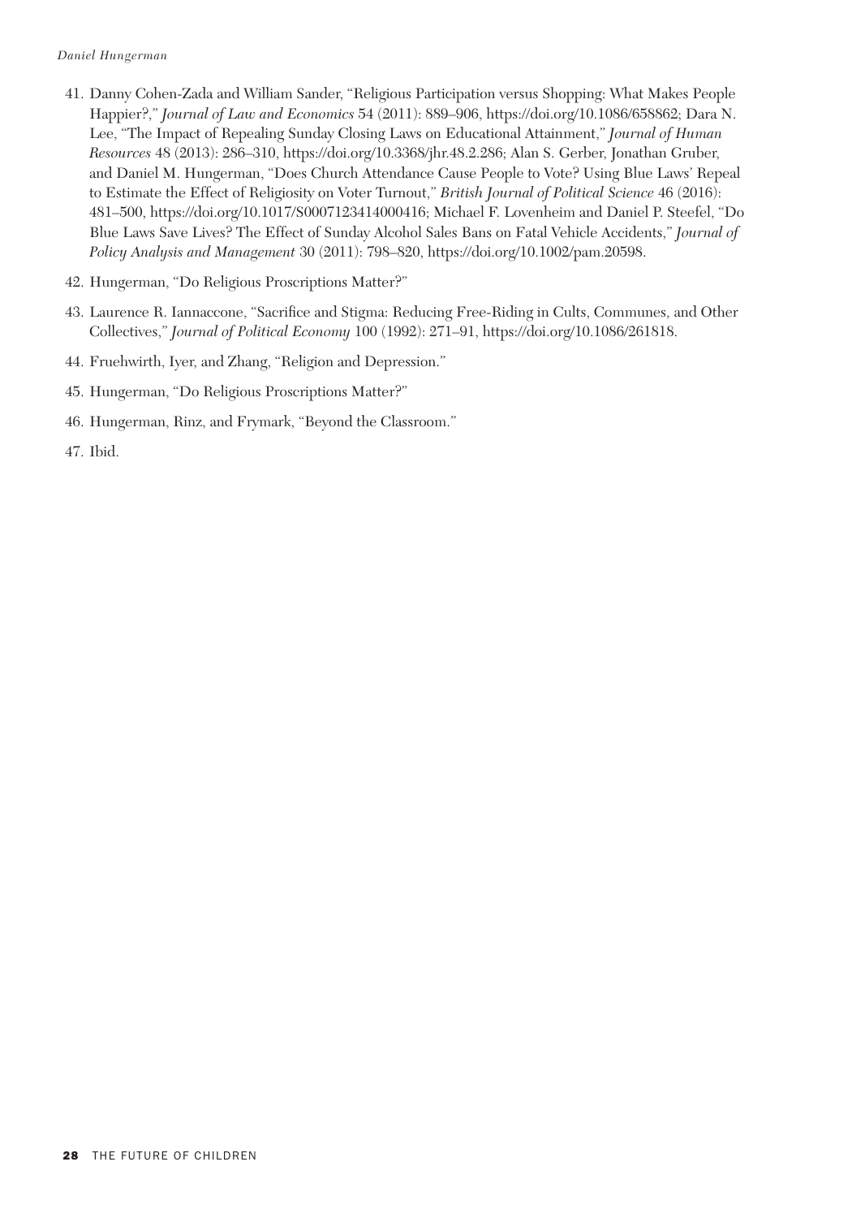41. Danny Cohen-Zada and William Sander, "Religious Participation versus Shopping: What Makes People Happier?," *Journal of Law and Economics* 54 (2011): 889–906, https://doi.org/10.1086/658862; Dara N. Lee, "The Impact of Repealing Sunday Closing Laws on Educational Attainment," *Journal of Human Resources* 48 (2013): 286–310, https://doi.org/10.3368/jhr.48.2.286; Alan S. Gerber, Jonathan Gruber, and Daniel M. Hungerman, "Does Church Attendance Cause People to Vote? Using Blue Laws' Repeal to Estimate the Effect of Religiosity on Voter Turnout," *British Journal of Political Science* 46 (2016): 481–500, https://doi.org/10.1017/S0007123414000416; Michael F. Lovenheim and Daniel P. Steefel, "Do Blue Laws Save Lives? The Effect of Sunday Alcohol Sales Bans on Fatal Vehicle Accidents," *Journal of Policy Analysis and Management* 30 (2011): 798–820, https://doi.org/10.1002/pam.20598.
42. Hungerman, "Do Religious Proscriptions Matter?"
43. Laurence R. Iannaccone, "Sacrifice and Stigma: Reducing Free-Riding in Cults, Communes, and Other Collectives," *Journal of Political Economy* 100 (1992): 271–91, https://doi.org/10.1086/261818.
44. Fruehwirth, Iyer, and Zhang, "Religion and Depression."
45. Hungerman, "Do Religious Proscriptions Matter?"
46. Hungerman, Rinz, and Frymark, "Beyond the Classroom."
47. Ibid.